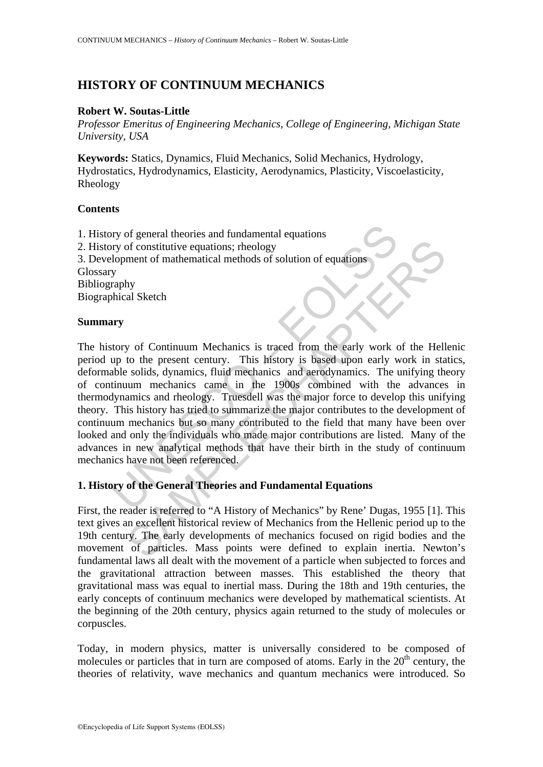# HISTORY OF CONTINUUM MECHANICS

**Robert W. Soutas-Little**

*Professor Emeritus of Engineering Mechanics, College of Engineering, Michigan State University, USA*

**Keywords:** Statics, Dynamics, Fluid Mechanics, Solid Mechanics, Hydrology, Hydrostatics, Hydrodynamics, Elasticity, Aerodynamics, Plasticity, Viscoelasticity, Rheology

## Contents

1. History of general theories and fundamental equations
2. History of constitutive equations; rheology
3. Development of mathematical methods of solution of equations

Glossary
Bibliography
Biographical Sketch

## Summary

The history of Continuum Mechanics is traced from the early work of the Hellenic period up to the present century. This history is based upon early work in statics, deformable solids, dynamics, fluid mechanics and aerodynamics. The unifying theory of continuum mechanics came in the 1900s combined with the advances in thermodynamics and rheology. Truesdell was the major force to develop this unifying theory. This history has tried to summarize the major contributes to the development of continuum mechanics but so many contributed to the field that many have been over looked and only the individuals who made major contributions are listed. Many of the advances in new analytical methods that have their birth in the study of continuum mechanics have not been referenced.

## 1. History of the General Theories and Fundamental Equations

First, the reader is referred to "A History of Mechanics" by Rene' Dugas, 1955 [1]. This text gives an excellent historical review of Mechanics from the Hellenic period up to the 19th century. The early developments of mechanics focused on rigid bodies and the movement of particles. Mass points were defined to explain inertia. Newton's fundamental laws all dealt with the movement of a particle when subjected to forces and the gravitational attraction between masses. This established the theory that gravitational mass was equal to inertial mass. During the 18th and 19th centuries, the early concepts of continuum mechanics were developed by mathematical scientists. At the beginning of the 20th century, physics again returned to the study of molecules or corpuscles.

Today, in modern physics, matter is universally considered to be composed of molecules or particles that in turn are composed of atoms. Early in the $20^{th}$ century, the theories of relativity, wave mechanics and quantum mechanics were introduced. So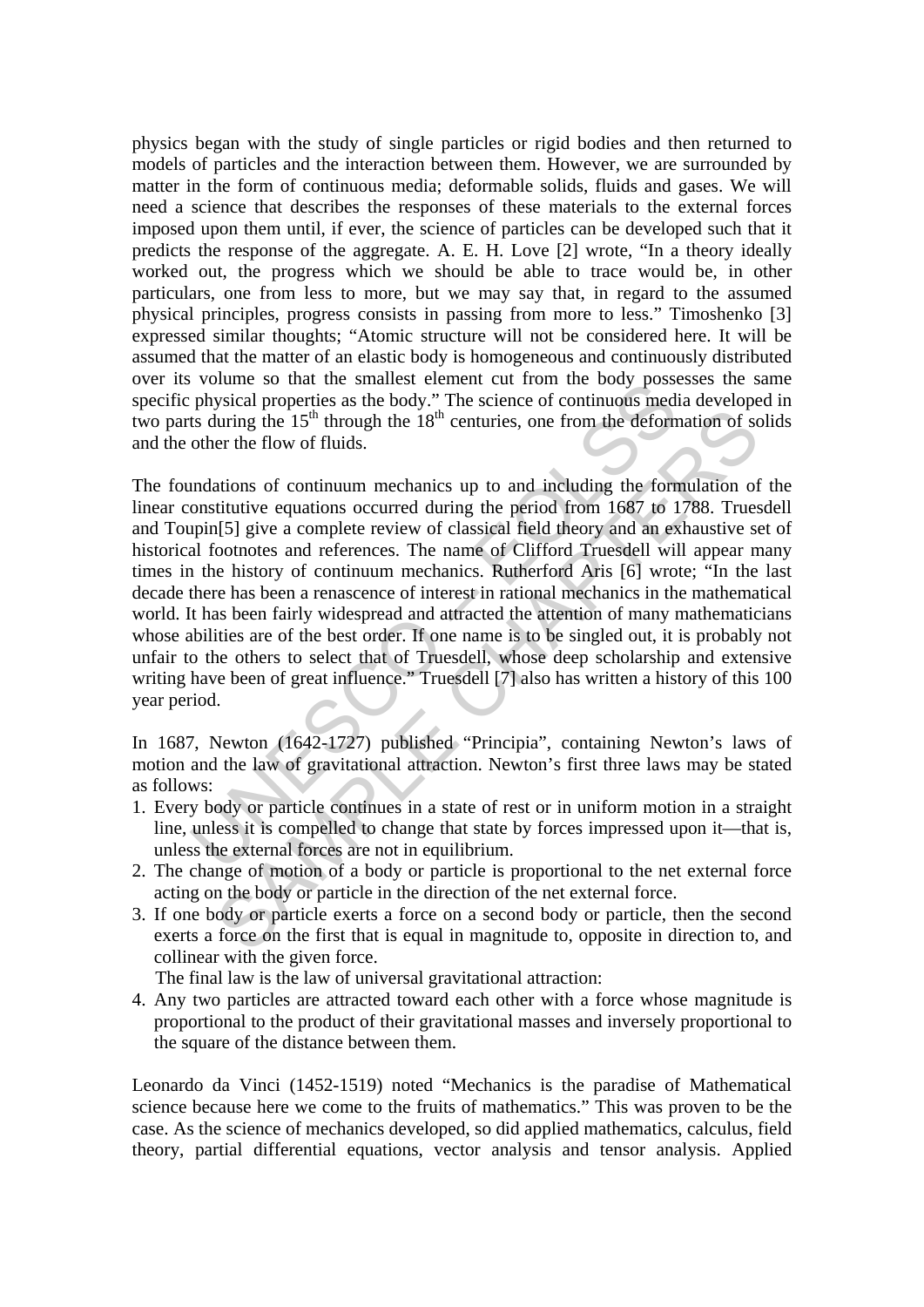physics began with the study of single particles or rigid bodies and then returned to models of particles and the interaction between them. However, we are surrounded by matter in the form of continuous media; deformable solids, fluids and gases. We will need a science that describes the responses of these materials to the external forces imposed upon them until, if ever, the science of particles can be developed such that it predicts the response of the aggregate. A. E. H. Love [2] wrote, “In a theory ideally worked out, the progress which we should be able to trace would be, in other particulars, one from less to more, but we may say that, in regard to the assumed physical principles, progress consists in passing from more to less.” Timoshenko [3] expressed similar thoughts; “Atomic structure will not be considered here. It will be assumed that the matter of an elastic body is homogeneous and continuously distributed over its volume so that the smallest element cut from the body possesses the same specific physical properties as the body.” The science of continuous media developed in two parts during the 15th through the 18th centuries, one from the deformation of solids and the other the flow of fluids.

The foundations of continuum mechanics up to and including the formulation of the linear constitutive equations occurred during the period from 1687 to 1788. Truesdell and Toupin[5] give a complete review of classical field theory and an exhaustive set of historical footnotes and references. The name of Clifford Truesdell will appear many times in the history of continuum mechanics. Rutherford Aris [6] wrote; “In the last decade there has been a renascence of interest in rational mechanics in the mathematical world. It has been fairly widespread and attracted the attention of many mathematicians whose abilities are of the best order. If one name is to be singled out, it is probably not unfair to the others to select that of Truesdell, whose deep scholarship and extensive writing have been of great influence.” Truesdell [7] also has written a history of this 100 year period.

In 1687, Newton (1642-1727) published “Principia”, containing Newton’s laws of motion and the law of gravitational attraction. Newton’s first three laws may be stated as follows:

1. Every body or particle continues in a state of rest or in uniform motion in a straight line, unless it is compelled to change that state by forces impressed upon it—that is, unless the external forces are not in equilibrium.
2. The change of motion of a body or particle is proportional to the net external force acting on the body or particle in the direction of the net external force.
3. If one body or particle exerts a force on a second body or particle, then the second exerts a force on the first that is equal in magnitude to, opposite in direction to, and collinear with the given force.

The final law is the law of universal gravitational attraction:

4. Any two particles are attracted toward each other with a force whose magnitude is proportional to the product of their gravitational masses and inversely proportional to the square of the distance between them.

Leonardo da Vinci (1452-1519) noted “Mechanics is the paradise of Mathematical science because here we come to the fruits of mathematics.” This was proven to be the case. As the science of mechanics developed, so did applied mathematics, calculus, field theory, partial differential equations, vector analysis and tensor analysis. Applied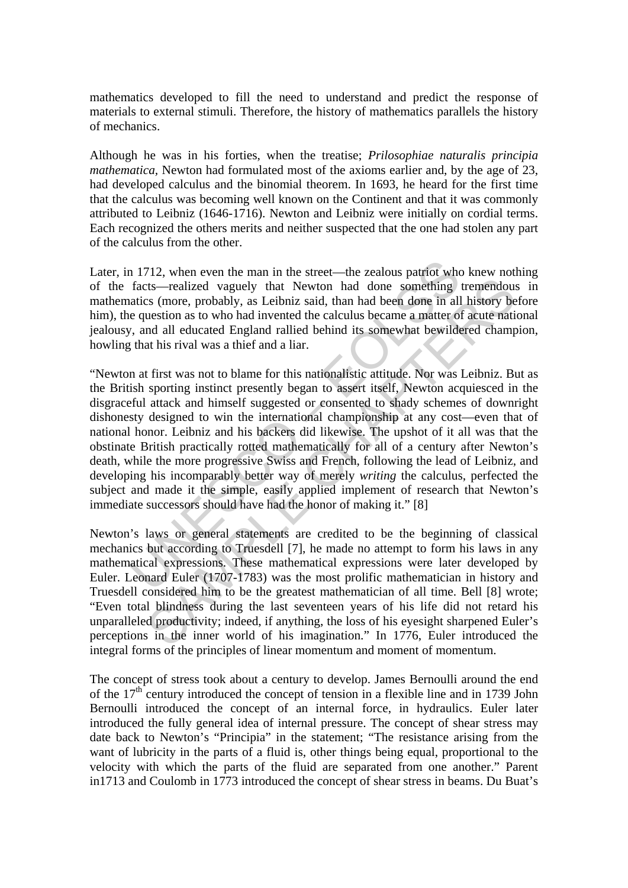mathematics developed to fill the need to understand and predict the response of materials to external stimuli. Therefore, the history of mathematics parallels the history of mechanics.

Although he was in his forties, when the treatise; *Prilosophiae naturalis principia mathematica,* Newton had formulated most of the axioms earlier and, by the age of 23, had developed calculus and the binomial theorem. In 1693, he heard for the first time that the calculus was becoming well known on the Continent and that it was commonly attributed to Leibniz (1646-1716). Newton and Leibniz were initially on cordial terms. Each recognized the others merits and neither suspected that the one had stolen any part of the calculus from the other.

Later, in 1712, when even the man in the street—the zealous patriot who knew nothing of the facts—realized vaguely that Newton had done something tremendous in mathematics (more, probably, as Leibniz said, than had been done in all history before him), the question as to who had invented the calculus became a matter of acute national jealousy, and all educated England rallied behind its somewhat bewildered champion, howling that his rival was a thief and a liar.

"Newton at first was not to blame for this nationalistic attitude. Nor was Leibniz. But as the British sporting instinct presently began to assert itself, Newton acquiesced in the disgraceful attack and himself suggested or consented to shady schemes of downright dishonesty designed to win the international championship at any cost—even that of national honor. Leibniz and his backers did likewise. The upshot of it all was that the obstinate British practically rotted mathematically for all of a century after Newton's death, while the more progressive Swiss and French, following the lead of Leibniz, and developing his incomparably better way of merely *writing* the calculus, perfected the subject and made it the simple, easily applied implement of research that Newton's immediate successors should have had the honor of making it." [8]

Newton's laws or general statements are credited to be the beginning of classical mechanics but according to Truesdell [7], he made no attempt to form his laws in any mathematical expressions. These mathematical expressions were later developed by Euler. Leonard Euler (1707-1783) was the most prolific mathematician in history and Truesdell considered him to be the greatest mathematician of all time. Bell [8] wrote; "Even total blindness during the last seventeen years of his life did not retard his unparalleled productivity; indeed, if anything, the loss of his eyesight sharpened Euler's perceptions in the inner world of his imagination." In 1776, Euler introduced the integral forms of the principles of linear momentum and moment of momentum.

The concept of stress took about a century to develop. James Bernoulli around the end of the 17$^{th}$ century introduced the concept of tension in a flexible line and in 1739 John Bernoulli introduced the concept of an internal force, in hydraulics. Euler later introduced the fully general idea of internal pressure. The concept of shear stress may date back to Newton's "Principia" in the statement; "The resistance arising from the want of lubricity in the parts of a fluid is, other things being equal, proportional to the velocity with which the parts of the fluid are separated from one another." Parent in1713 and Coulomb in 1773 introduced the concept of shear stress in beams. Du Buat's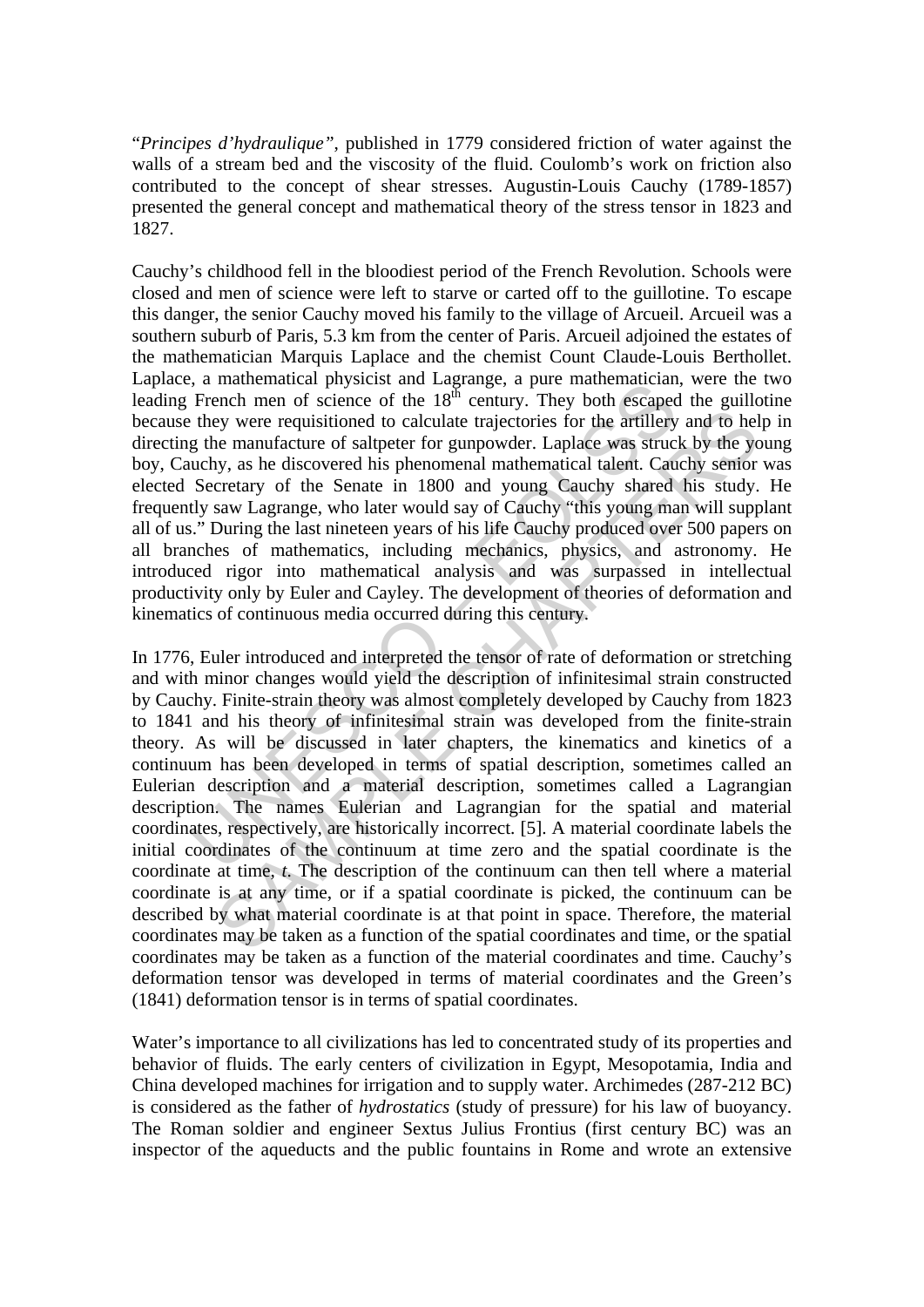"*Principes d'hydraulique"*, published in 1779 considered friction of water against the walls of a stream bed and the viscosity of the fluid. Coulomb's work on friction also contributed to the concept of shear stresses. Augustin-Louis Cauchy (1789-1857) presented the general concept and mathematical theory of the stress tensor in 1823 and 1827.

Cauchy's childhood fell in the bloodiest period of the French Revolution. Schools were closed and men of science were left to starve or carted off to the guillotine. To escape this danger, the senior Cauchy moved his family to the village of Arcueil. Arcueil was a southern suburb of Paris, 5.3 km from the center of Paris. Arcueil adjoined the estates of the mathematician Marquis Laplace and the chemist Count Claude-Louis Berthollet. Laplace, a mathematical physicist and Lagrange, a pure mathematician, were the two leading French men of science of the 18th century. They both escaped the guillotine because they were requisitioned to calculate trajectories for the artillery and to help in directing the manufacture of saltpeter for gunpowder. Laplace was struck by the young boy, Cauchy, as he discovered his phenomenal mathematical talent. Cauchy senior was elected Secretary of the Senate in 1800 and young Cauchy shared his study. He frequently saw Lagrange, who later would say of Cauchy "this young man will supplant all of us." During the last nineteen years of his life Cauchy produced over 500 papers on all branches of mathematics, including mechanics, physics, and astronomy. He introduced rigor into mathematical analysis and was surpassed in intellectual productivity only by Euler and Cayley. The development of theories of deformation and kinematics of continuous media occurred during this century.

In 1776, Euler introduced and interpreted the tensor of rate of deformation or stretching and with minor changes would yield the description of infinitesimal strain constructed by Cauchy. Finite-strain theory was almost completely developed by Cauchy from 1823 to 1841 and his theory of infinitesimal strain was developed from the finite-strain theory. As will be discussed in later chapters, the kinematics and kinetics of a continuum has been developed in terms of spatial description, sometimes called an Eulerian description and a material description, sometimes called a Lagrangian description. The names Eulerian and Lagrangian for the spatial and material coordinates, respectively, are historically incorrect. [5]. A material coordinate labels the initial coordinates of the continuum at time zero and the spatial coordinate is the coordinate at time, $t$. The description of the continuum can then tell where a material coordinate is at any time, or if a spatial coordinate is picked, the continuum can be described by what material coordinate is at that point in space. Therefore, the material coordinates may be taken as a function of the spatial coordinates and time, or the spatial coordinates may be taken as a function of the material coordinates and time. Cauchy's deformation tensor was developed in terms of material coordinates and the Green's (1841) deformation tensor is in terms of spatial coordinates.

Water's importance to all civilizations has led to concentrated study of its properties and behavior of fluids. The early centers of civilization in Egypt, Mesopotamia, India and China developed machines for irrigation and to supply water. Archimedes (287-212 BC) is considered as the father of *hydrostatics* (study of pressure) for his law of buoyancy. The Roman soldier and engineer Sextus Julius Frontius (first century BC) was an inspector of the aqueducts and the public fountains in Rome and wrote an extensive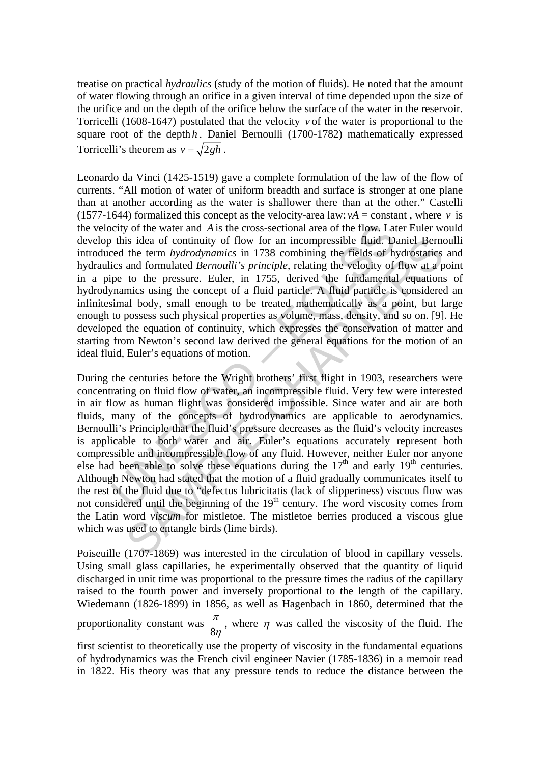treatise on practical *hydraulics* (study of the motion of fluids). He noted that the amount of water flowing through an orifice in a given interval of time depended upon the size of the orifice and on the depth of the orifice below the surface of the water in the reservoir. Torricelli (1608-1647) postulated that the velocity $v$ of the water is proportional to the square root of the depth $h$. Daniel Bernoulli (1700-1782) mathematically expressed Torricelli's theorem as $v = \sqrt{2gh}$.

Leonardo da Vinci (1425-1519) gave a complete formulation of the law of the flow of currents. "All motion of water of uniform breadth and surface is stronger at one plane than at another according as the water is shallower there than at the other." Castelli (1577-1644) formalized this concept as the velocity-area law: $vA$ = constant , where $v$ is the velocity of the water and $A$ is the cross-sectional area of the flow. Later Euler would develop this idea of continuity of flow for an incompressible fluid. Daniel Bernoulli introduced the term *hydrodynamics* in 1738 combining the fields of hydrostatics and hydraulics and formulated *Bernoulli's principle*, relating the velocity of flow at a point in a pipe to the pressure. Euler, in 1755, derived the fundamental equations of hydrodynamics using the concept of a fluid particle. A fluid particle is considered an infinitesimal body, small enough to be treated mathematically as a point, but large enough to possess such physical properties as volume, mass, density, and so on. [9]. He developed the equation of continuity, which expresses the conservation of matter and starting from Newton's second law derived the general equations for the motion of an ideal fluid, Euler's equations of motion.

During the centuries before the Wright brothers' first flight in 1903, researchers were concentrating on fluid flow of water, an incompressible fluid. Very few were interested in air flow as human flight was considered impossible. Since water and air are both fluids, many of the concepts of hydrodynamics are applicable to aerodynamics. Bernoulli's Principle that the fluid's pressure decreases as the fluid's velocity increases is applicable to both water and air. Euler's equations accurately represent both compressible and incompressible flow of any fluid. However, neither Euler nor anyone else had been able to solve these equations during the 17th and early 19th centuries. Although Newton had stated that the motion of a fluid gradually communicates itself to the rest of the fluid due to "defectus lubricitatis (lack of slipperiness) viscous flow was not considered until the beginning of the 19th century. The word viscosity comes from the Latin word *viscum* for mistletoe. The mistletoe berries produced a viscous glue which was used to entangle birds (lime birds).

Poiseuille (1707-1869) was interested in the circulation of blood in capillary vessels. Using small glass capillaries, he experimentally observed that the quantity of liquid discharged in unit time was proportional to the pressure times the radius of the capillary raised to the fourth power and inversely proportional to the length of the capillary. Wiedemann (1826-1899) in 1856, as well as Hagenbach in 1860, determined that the proportionality constant was $\frac{\pi}{8\eta}$, where $\eta$ was called the viscosity of the fluid. The first scientist to theoretically use the property of viscosity in the fundamental equations of hydrodynamics was the French civil engineer Navier (1785-1836) in a memoir read in 1822. His theory was that any pressure tends to reduce the distance between the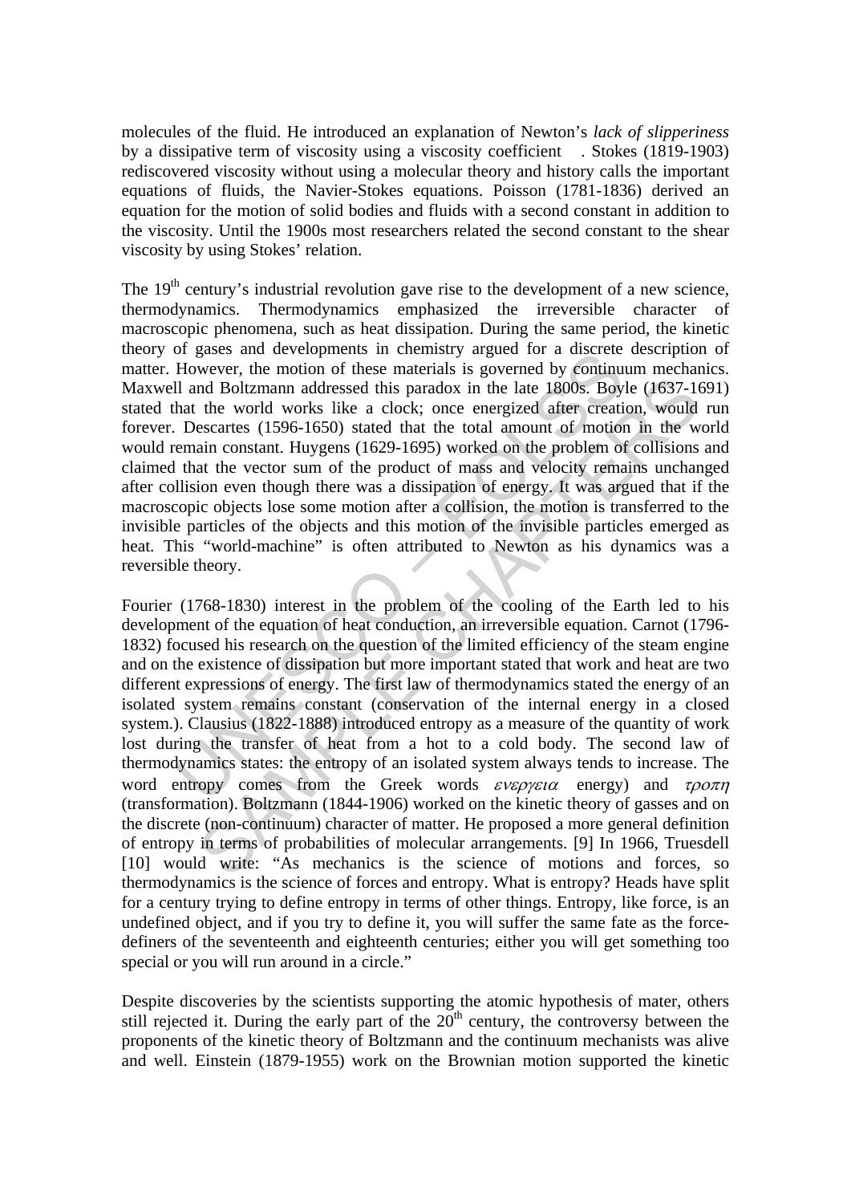molecules of the fluid. He introduced an explanation of Newton's *lack of slipperiness* by a dissipative term of viscosity using a viscosity coefficient  . Stokes (1819-1903) rediscovered viscosity without using a molecular theory and history calls the important equations of fluids, the Navier-Stokes equations. Poisson (1781-1836) derived an equation for the motion of solid bodies and fluids with a second constant in addition to the viscosity. Until the 1900s most researchers related the second constant to the shear viscosity by using Stokes' relation.

The 19th century's industrial revolution gave rise to the development of a new science, thermodynamics. Thermodynamics emphasized the irreversible character of macroscopic phenomena, such as heat dissipation. During the same period, the kinetic theory of gases and developments in chemistry argued for a discrete description of matter. However, the motion of these materials is governed by continuum mechanics. Maxwell and Boltzmann addressed this paradox in the late 1800s. Boyle (1637-1691) stated that the world works like a clock; once energized after creation, would run forever. Descartes (1596-1650) stated that the total amount of motion in the world would remain constant. Huygens (1629-1695) worked on the problem of collisions and claimed that the vector sum of the product of mass and velocity remains unchanged after collision even though there was a dissipation of energy. It was argued that if the macroscopic objects lose some motion after a collision, the motion is transferred to the invisible particles of the objects and this motion of the invisible particles emerged as heat. This "world-machine" is often attributed to Newton as his dynamics was a reversible theory.

Fourier (1768-1830) interest in the problem of the cooling of the Earth led to his development of the equation of heat conduction, an irreversible equation. Carnot (1796-1832) focused his research on the question of the limited efficiency of the steam engine and on the existence of dissipation but more important stated that work and heat are two different expressions of energy. The first law of thermodynamics stated the energy of an isolated system remains constant (conservation of the internal energy in a closed system.). Clausius (1822-1888) introduced entropy as a measure of the quantity of work lost during the transfer of heat from a hot to a cold body. The second law of thermodynamics states: the entropy of an isolated system always tends to increase. The word entropy comes from the Greek words $\epsilon\nu\epsilon\rho\gamma\epsilon\iota\alpha$ energy) and $\tau\rho o\pi\eta$ (transformation). Boltzmann (1844-1906) worked on the kinetic theory of gasses and on the discrete (non-continuum) character of matter. He proposed a more general definition of entropy in terms of probabilities of molecular arrangements. [9] In 1966, Truesdell [10] would write: "As mechanics is the science of motions and forces, so thermodynamics is the science of forces and entropy. What is entropy? Heads have split for a century trying to define entropy in terms of other things. Entropy, like force, is an undefined object, and if you try to define it, you will suffer the same fate as the force-definers of the seventeenth and eighteenth centuries; either you will get something too special or you will run around in a circle."

Despite discoveries by the scientists supporting the atomic hypothesis of mater, others still rejected it. During the early part of the 20th century, the controversy between the proponents of the kinetic theory of Boltzmann and the continuum mechanists was alive and well. Einstein (1879-1955) work on the Brownian motion supported the kinetic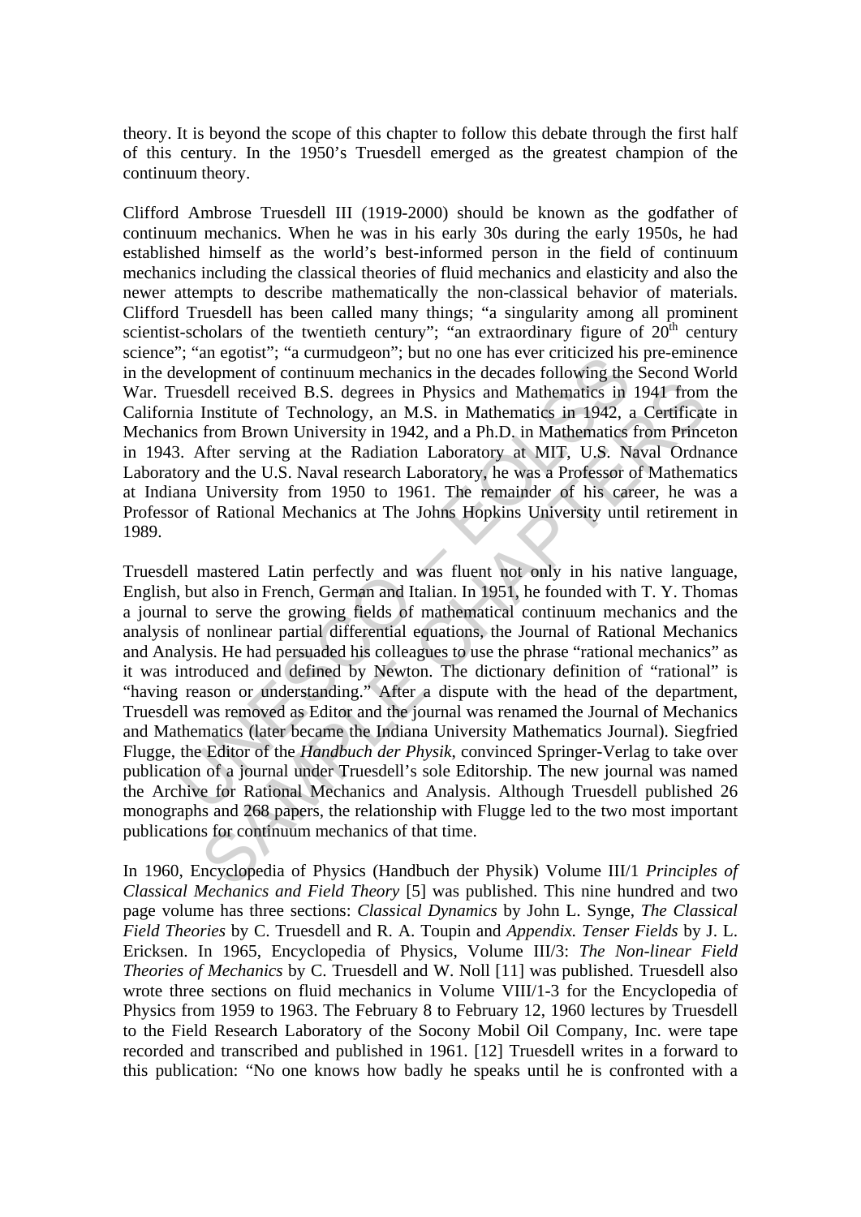theory. It is beyond the scope of this chapter to follow this debate through the first half of this century. In the 1950's Truesdell emerged as the greatest champion of the continuum theory.

Clifford Ambrose Truesdell III (1919-2000) should be known as the godfather of continuum mechanics. When he was in his early 30s during the early 1950s, he had established himself as the world's best-informed person in the field of continuum mechanics including the classical theories of fluid mechanics and elasticity and also the newer attempts to describe mathematically the non-classical behavior of materials. Clifford Truesdell has been called many things; "a singularity among all prominent scientist-scholars of the twentieth century"; "an extraordinary figure of 20th century science"; "an egotist"; "a curmudgeon"; but no one has ever criticized his pre-eminence in the development of continuum mechanics in the decades following the Second World War. Truesdell received B.S. degrees in Physics and Mathematics in 1941 from the California Institute of Technology, an M.S. in Mathematics in 1942, a Certificate in Mechanics from Brown University in 1942, and a Ph.D. in Mathematics from Princeton in 1943. After serving at the Radiation Laboratory at MIT, U.S. Naval Ordnance Laboratory and the U.S. Naval research Laboratory, he was a Professor of Mathematics at Indiana University from 1950 to 1961. The remainder of his career, he was a Professor of Rational Mechanics at The Johns Hopkins University until retirement in 1989.

Truesdell mastered Latin perfectly and was fluent not only in his native language, English, but also in French, German and Italian. In 1951, he founded with T. Y. Thomas a journal to serve the growing fields of mathematical continuum mechanics and the analysis of nonlinear partial differential equations, the Journal of Rational Mechanics and Analysis. He had persuaded his colleagues to use the phrase "rational mechanics" as it was introduced and defined by Newton. The dictionary definition of "rational" is "having reason or understanding." After a dispute with the head of the department, Truesdell was removed as Editor and the journal was renamed the Journal of Mechanics and Mathematics (later became the Indiana University Mathematics Journal). Siegfried Flugge, the Editor of the *Handbuch der Physik*, convinced Springer-Verlag to take over publication of a journal under Truesdell's sole Editorship. The new journal was named the Archive for Rational Mechanics and Analysis. Although Truesdell published 26 monographs and 268 papers, the relationship with Flugge led to the two most important publications for continuum mechanics of that time.

In 1960, Encyclopedia of Physics (Handbuch der Physik) Volume III/1 *Principles of Classical Mechanics and Field Theory* [5] was published. This nine hundred and two page volume has three sections: *Classical Dynamics* by John L. Synge, *The Classical Field Theories* by C. Truesdell and R. A. Toupin and *Appendix. Tenser Fields* by J. L. Ericksen. In 1965, Encyclopedia of Physics, Volume III/3: *The Non-linear Field Theories of Mechanics* by C. Truesdell and W. Noll [11] was published. Truesdell also wrote three sections on fluid mechanics in Volume VIII/1-3 for the Encyclopedia of Physics from 1959 to 1963. The February 8 to February 12, 1960 lectures by Truesdell to the Field Research Laboratory of the Socony Mobil Oil Company, Inc. were tape recorded and transcribed and published in 1961. [12] Truesdell writes in a forward to this publication: "No one knows how badly he speaks until he is confronted with a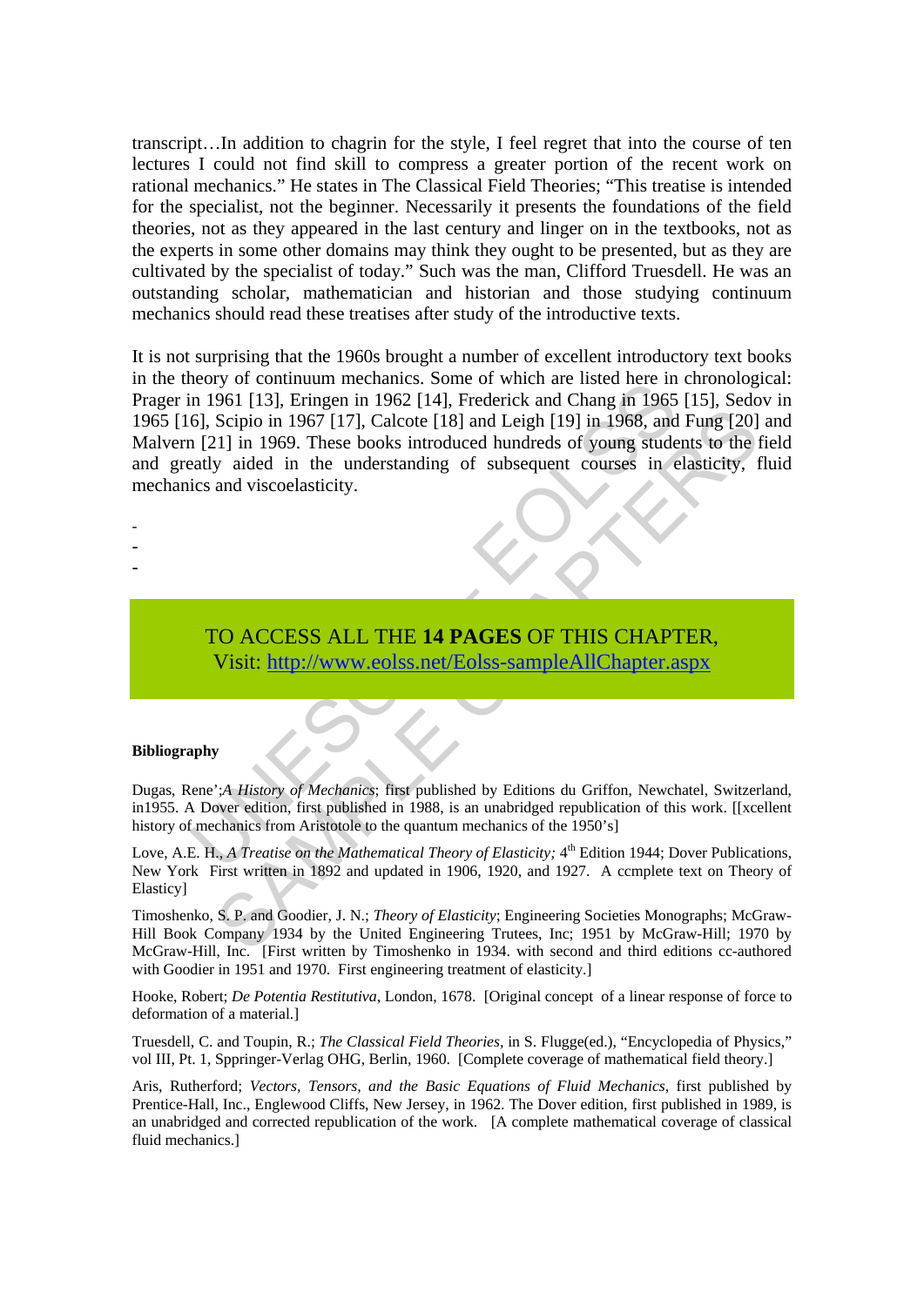transcript…In addition to chagrin for the style, I feel regret that into the course of ten lectures I could not find skill to compress a greater portion of the recent work on rational mechanics." He states in The Classical Field Theories; "This treatise is intended for the specialist, not the beginner. Necessarily it presents the foundations of the field theories, not as they appeared in the last century and linger on in the textbooks, not as the experts in some other domains may think they ought to be presented, but as they are cultivated by the specialist of today." Such was the man, Clifford Truesdell. He was an outstanding scholar, mathematician and historian and those studying continuum mechanics should read these treatises after study of the introductive texts.

It is not surprising that the 1960s brought a number of excellent introductory text books in the theory of continuum mechanics. Some of which are listed here in chronological: Prager in 1961 [13], Eringen in 1962 [14], Frederick and Chang in 1965 [15], Sedov in 1965 [16], Scipio in 1967 [17], Calcote [18] and Leigh [19] in 1968, and Fung [20] and Malvern [21] in 1969. These books introduced hundreds of young students to the field and greatly aided in the understanding of subsequent courses in elasticity, fluid mechanics and viscoelasticity.

-
-
-

TO ACCESS ALL THE **14 PAGES** OF THIS CHAPTER,
Visit: http://www.eolss.net/Eolss-sampleAllChapter.aspx

**Bibliography**

Dugas, Rene';*A History of Mechanics*; first published by Editions du Griffon, Newchatel, Switzerland, in1955. A Dover edition, first published in 1988, is an unabridged republication of this work. [[xcellent history of mechanics from Aristotole to the quantum mechanics of the 1950's]

Love, A.E. H., *A Treatise on the Mathematical Theory of Elasticity;* 4th Edition 1944; Dover Publications, New York First written in 1892 and updated in 1906, 1920, and 1927. A ccmplete text on Theory of Elasticy]

Timoshenko, S. P. and Goodier, J. N.; *Theory of Elasticity*; Engineering Societies Monographs; McGraw-Hill Book Company 1934 by the United Engineering Trutees, Inc; 1951 by McGraw-Hill; 1970 by McGraw-Hill, Inc. [First written by Timoshenko in 1934. with second and third editions cc-authored with Goodier in 1951 and 1970. First engineering treatment of elasticity.]

Hooke, Robert; *De Potentia Restitutiva*, London, 1678. [Original concept of a linear response of force to deformation of a material.]

Truesdell, C. and Toupin, R.; *The Classical Field Theories*, in S. Flugge(ed.), "Encyclopedia of Physics," vol III, Pt. 1, Sppringer-Verlag OHG, Berlin, 1960. [Complete coverage of mathematical field theory.]

Aris, Rutherford; *Vectors, Tensors, and the Basic Equations of Fluid Mechanics*, first published by Prentice-Hall, Inc., Englewood Cliffs, New Jersey, in 1962. The Dover edition, first published in 1989, is an unabridged and corrected republication of the work. [A complete mathematical coverage of classical fluid mechanics.]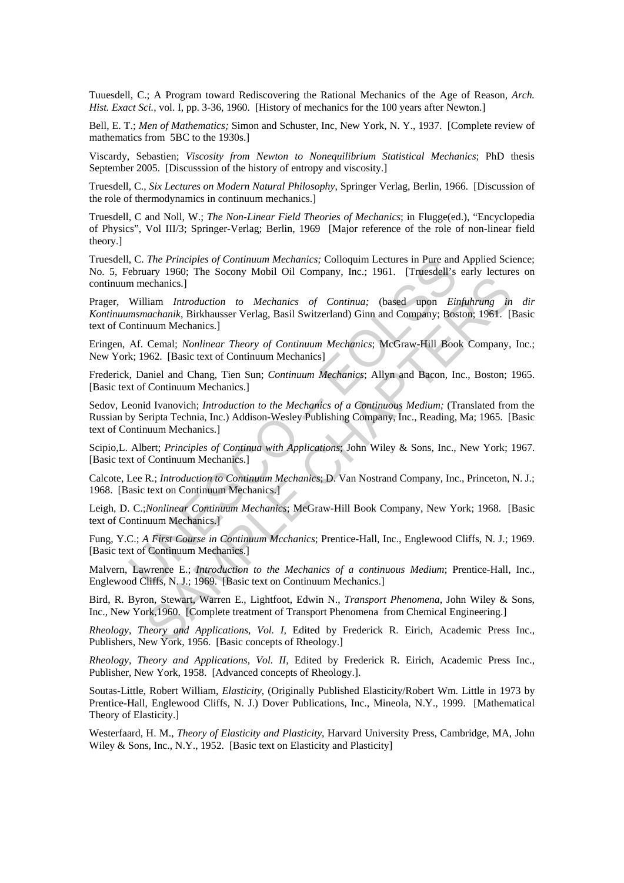Tuuesdell, C.; A Program toward Rediscovering the Rational Mechanics of the Age of Reason, *Arch. Hist. Exact Sci.*, vol. I, pp. 3-36, 1960. [History of mechanics for the 100 years after Newton.]

Bell, E. T.; *Men of Mathematics;* Simon and Schuster, Inc, New York, N. Y., 1937. [Complete review of mathematics from 5BC to the 1930s.]

Viscardy, Sebastien; *Viscosity from Newton to Nonequilibrium Statistical Mechanics*; PhD thesis September 2005. [Discusssion of the history of entropy and viscosity.]

Truesdell, C., *Six Lectures on Modern Natural Philosophy*, Springer Verlag, Berlin, 1966. [Discussion of the role of thermodynamics in continuum mechanics.]

Truesdell, C and Noll, W.; *The Non-Linear Field Theories of Mechanics*; in Flugge(ed.), "Encyclopedia of Physics", Vol III/3; Springer-Verlag; Berlin, 1969 [Major reference of the role of non-linear field theory.]

Truesdell, C. *The Principles of Continuum Mechanics;* Colloquim Lectures in Pure and Applied Science; No. 5, February 1960; The Socony Mobil Oil Company, Inc.; 1961. [Truesdell's early lectures on continuum mechanics.]

Prager, William *Introduction to Mechanics of Continua;* (based upon *Einfuhrung in dir Kontinuumsmachanik*, Birkhausser Verlag, Basil Switzerland) Ginn and Company; Boston; 1961. [Basic text of Continuum Mechanics.]

Eringen, Af. Cemal; *Nonlinear Theory of Continuum Mechanics*; McGraw-Hill Book Company, Inc.; New York; 1962. [Basic text of Continuum Mechanics]

Frederick, Daniel and Chang, Tien Sun; *Continuum Mechanics*; Allyn and Bacon, Inc., Boston; 1965. [Basic text of Continuum Mechanics.]

Sedov, Leonid Ivanovich; *Introduction to the Mechanics of a Continuous Medium;* (Translated from the Russian by Seripta Technia, Inc.) Addison-Wesley Publishing Company, Inc., Reading, Ma; 1965. [Basic text of Continuum Mechanics.]

Scipio,L. Albert; *Principles of Continua with Applications*; John Wiley & Sons, Inc., New York; 1967. [Basic text of Continuum Mechanics.]

Calcote, Lee R.; *Introduction to Continuum Mechanics*; D. Van Nostrand Company, Inc., Princeton, N. J.; 1968. [Basic text on Continuum Mechanics.]

Leigh, D. C.;*Nonlinear Continuum Mechanics*; MeGraw-Hill Book Company, New York; 1968. [Basic text of Continuum Mechanics.]

Fung, Y.C.; *A First Course in Continuum Mcchanics*; Prentice-Hall, Inc., Englewood Cliffs, N. J.; 1969. [Basic text of Continuum Mechanics.]

Malvern, Lawrence E.; *Introduction to the Mechanics of a continuous Medium*; Prentice-Hall, Inc., Englewood Cliffs, N. J.; 1969. [Basic text on Continuum Mechanics.]

Bird, R. Byron, Stewart, Warren E., Lightfoot, Edwin N., *Transport Phenomena*, John Wiley & Sons, Inc., New York,1960. [Complete treatment of Transport Phenomena from Chemical Engineering.]

*Rheology, Theory and Applications, Vol. I,* Edited by Frederick R. Eirich, Academic Press Inc., Publishers, New York, 1956. [Basic concepts of Rheology.]

*Rheology, Theory and Applications, Vol. II,* Edited by Frederick R. Eirich, Academic Press Inc., Publisher, New York, 1958. [Advanced concepts of Rheology.].

Soutas-Little, Robert William, *Elasticity*, (Originally Published Elasticity/Robert Wm. Little in 1973 by Prentice-Hall, Englewood Cliffs, N. J.) Dover Publications, Inc., Mineola, N.Y., 1999. [Mathematical Theory of Elasticity.]

Westerfaard, H. M., *Theory of Elasticity and Plasticity*, Harvard University Press, Cambridge, MA, John Wiley & Sons, Inc., N.Y., 1952. [Basic text on Elasticity and Plasticity]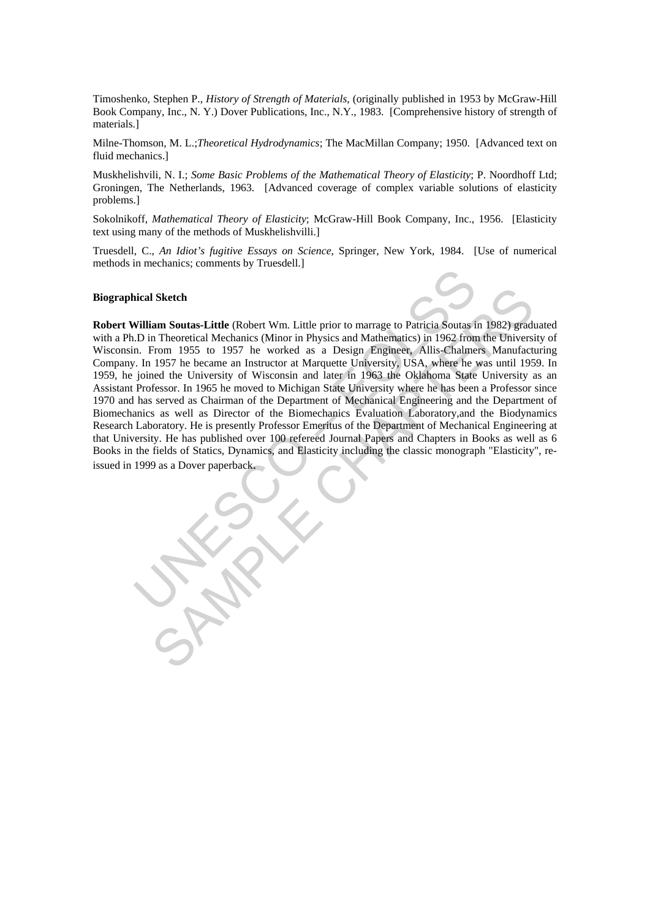Timoshenko, Stephen P., *History of Strength of Materials*, (originally published in 1953 by McGraw-Hill Book Company, Inc., N. Y.) Dover Publications, Inc., N.Y., 1983. [Comprehensive history of strength of materials.]

Milne-Thomson, M. L.;*Theoretical Hydrodynamics*; The MacMillan Company; 1950. [Advanced text on fluid mechanics.]

Muskhelishvili, N. I.; *Some Basic Problems of the Mathematical Theory of Elasticity*; P. Noordhoff Ltd; Groningen, The Netherlands, 1963. [Advanced coverage of complex variable solutions of elasticity problems.]

Sokolnikoff, *Mathematical Theory of Elasticity*; McGraw-Hill Book Company, Inc., 1956. [Elasticity text using many of the methods of Muskhelishvilli.]

Truesdell, C., *An Idiot's fugitive Essays on Science*, Springer, New York, 1984. [Use of numerical methods in mechanics; comments by Truesdell.]

**Biographical Sketch**

**Robert William Soutas-Little** (Robert Wm. Little prior to marrage to Patricia Soutas in 1982) graduated with a Ph.D in Theoretical Mechanics (Minor in Physics and Mathematics) in 1962 from the University of Wisconsin. From 1955 to 1957 he worked as a Design Engineer, Allis-Chalmers Manufacturing Company. In 1957 he became an Instructor at Marquette University, USA, where he was until 1959. In 1959, he joined the University of Wisconsin and later in 1963 the Oklahoma State University as an Assistant Professor. In 1965 he moved to Michigan State University where he has been a Professor since 1970 and has served as Chairman of the Department of Mechanical Engineering and the Department of Biomechanics as well as Director of the Biomechanics Evaluation Laboratory,and the Biodynamics Research Laboratory. He is presently Professor Emeritus of the Department of Mechanical Engineering at that University. He has published over 100 refereed Journal Papers and Chapters in Books as well as 6 Books in the fields of Statics, Dynamics, and Elasticity including the classic monograph "Elasticity", re-issued in 1999 as a Dover paperback.